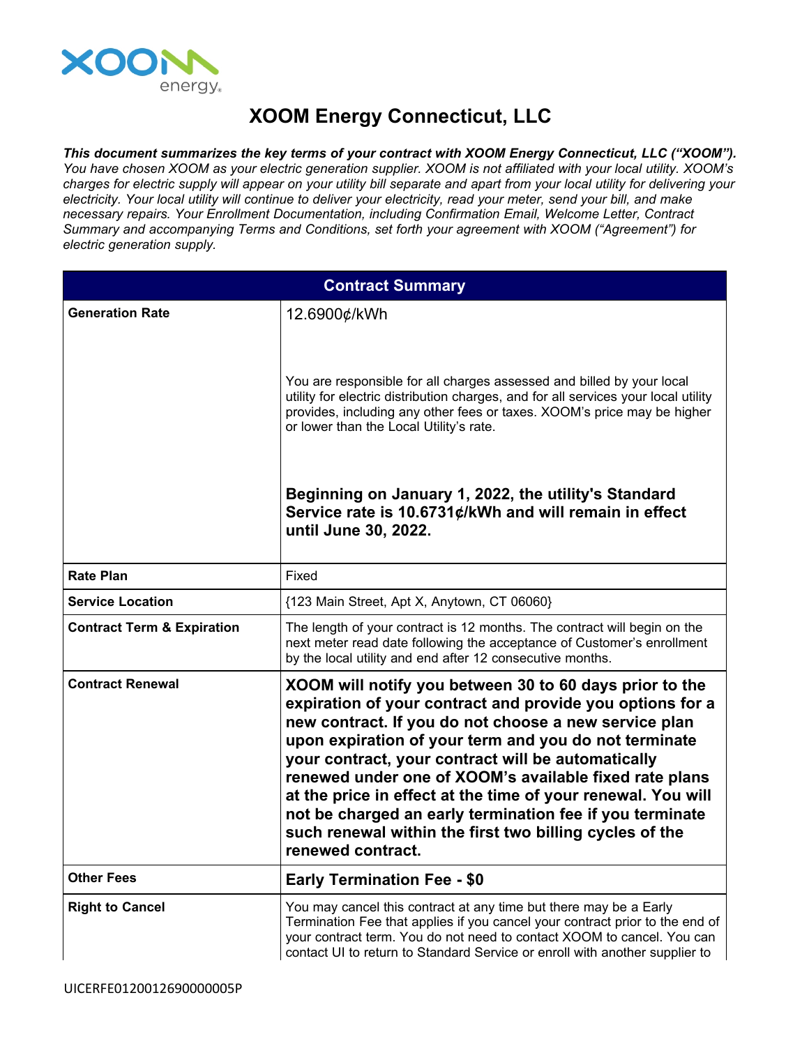# XOOM Energy Connecticut, LLC

***This document summarizes the key terms of your contract with XOOM Energy Connecticut, LLC ("XOOM").*** *You have chosen XOOM as your electric generation supplier. XOOM is not affiliated with your local utility. XOOM's charges for electric supply will appear on your utility bill separate and apart from your local utility for delivering your electricity. Your local utility will continue to deliver your electricity, read your meter, send your bill, and make necessary repairs. Your Enrollment Documentation, including Confirmation Email, Welcome Letter, Contract Summary and accompanying Terms and Conditions, set forth your agreement with XOOM ("Agreement") for electric generation supply.*

| Contract Summary | |
|---|---|
| **Generation Rate** | 12.6900¢/kWh<br><br>You are responsible for all charges assessed and billed by your local utility for electric distribution charges, and for all services your local utility provides, including any other fees or taxes. XOOM's price may be higher or lower than the Local Utility's rate.<br><br>**Beginning on January 1, 2022, the utility's Standard Service rate is 10.6731¢/kWh and will remain in effect until June 30, 2022.** |
| **Rate Plan** | Fixed |
| **Service Location** | {123 Main Street, Apt X, Anytown, CT 06060} |
| **Contract Term & Expiration** | The length of your contract is 12 months. The contract will begin on the next meter read date following the acceptance of Customer's enrollment by the local utility and end after 12 consecutive months. |
| **Contract Renewal** | **XOOM will notify you between 30 to 60 days prior to the expiration of your contract and provide you options for a new contract. If you do not choose a new service plan upon expiration of your term and you do not terminate your contract, your contract will be automatically renewed under one of XOOM's available fixed rate plans at the price in effect at the time of your renewal. You will not be charged an early termination fee if you terminate such renewal within the first two billing cycles of the renewed contract.** |
| **Other Fees** | **Early Termination Fee - $0** |
| **Right to Cancel** | You may cancel this contract at any time but there may be a Early Termination Fee that applies if you cancel your contract prior to the end of your contract term. You do not need to contact XOOM to cancel. You can contact UI to return to Standard Service or enroll with another supplier to |

UICERFE0120012690000005P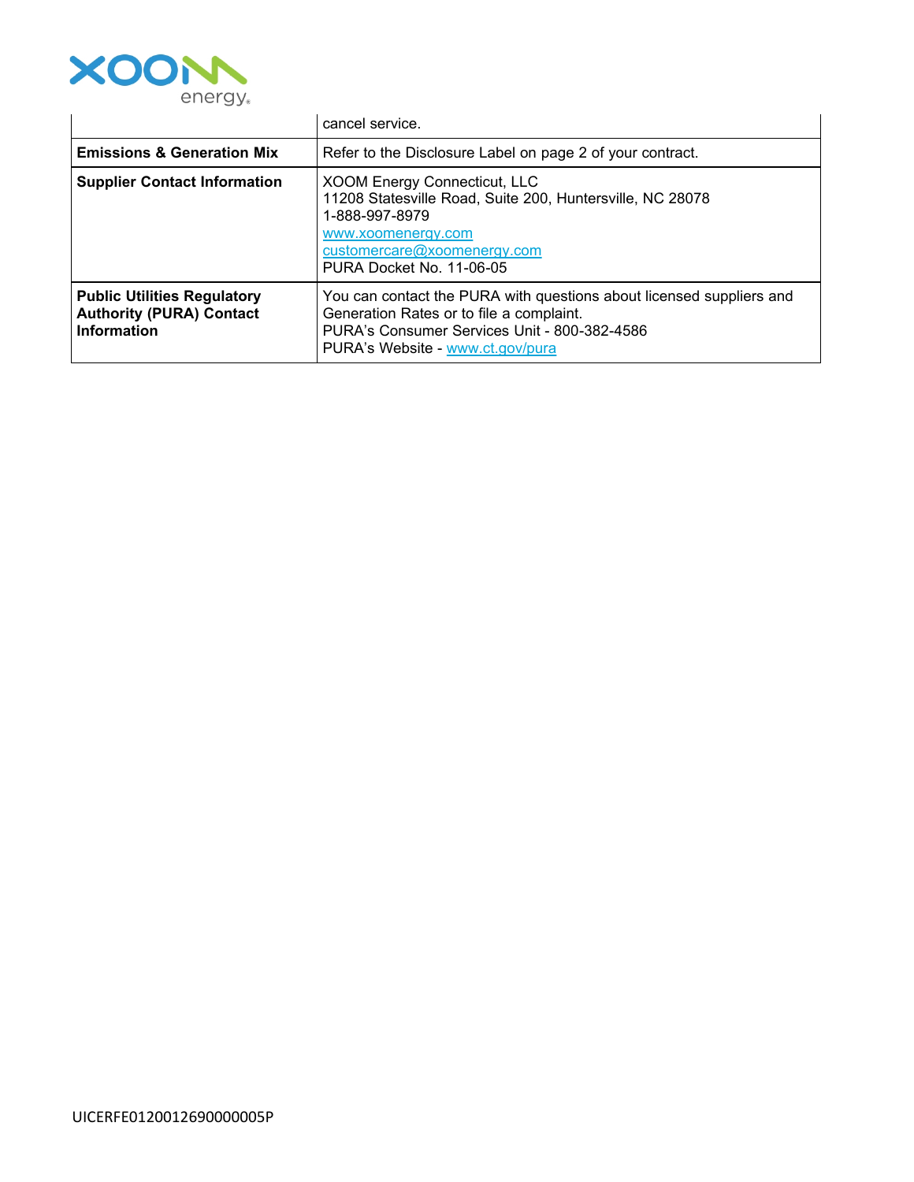| | |
|---|---|
| | cancel service. |
| **Emissions & Generation Mix** | Refer to the Disclosure Label on page 2 of your contract. |
| **Supplier Contact Information** | XOOM Energy Connecticut, LLC<br>11208 Statesville Road, Suite 200, Huntersville, NC 28078<br>1-888-997-8979<br>www.xoomenergy.com<br>customercare@xoomenergy.com<br>PURA Docket No. 11-06-05 |
| **Public Utilities Regulatory Authority (PURA) Contact Information** | You can contact the PURA with questions about licensed suppliers and Generation Rates or to file a complaint.<br>PURA's Consumer Services Unit - 800-382-4586<br>PURA's Website - www.ct.gov/pura |

UICERFE0120012690000005P